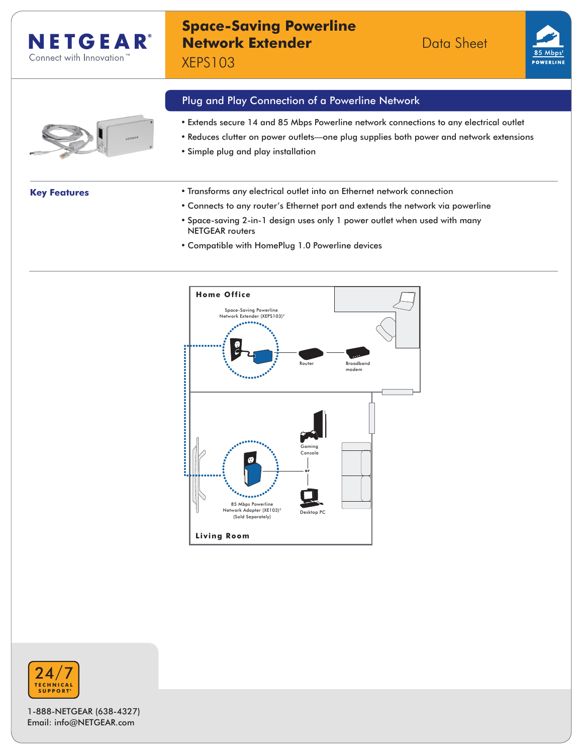# NETGEAR

Connect with Innovation™

## Space-Saving Powerline Network Extender

XEPS103

Data Sheet

85 Mbps[1] POWERLINE

### Plug and Play Connection of a Powerline Network

- Extends secure 14 and 85 Mbps Powerline network connections to any electrical outlet
- Reduces clutter on power outlets—one plug supplies both power and network extensions
- Simple plug and play installation

### Key Features

- Transforms any electrical outlet into an Ethernet network connection
- Connects to any router's Ethernet port and extends the network via powerline
- Space-saving 2-in-1 design uses only 1 power outlet when used with many NETGEAR routers
- Compatible with HomePlug 1.0 Powerline devices

**Home Office**

Space-Saving Powerline Network Extender (XEPS103)[2]

Router

Broadband modem

Gaming Console

or

Desktop PC

85 Mbps Powerline Network Adapter (XE103)[2] (Sold Separately)

**Living Room**

24/7 TECHNICAL SUPPORT*

1-888-NETGEAR (638-4327)
Email: info@NETGEAR.com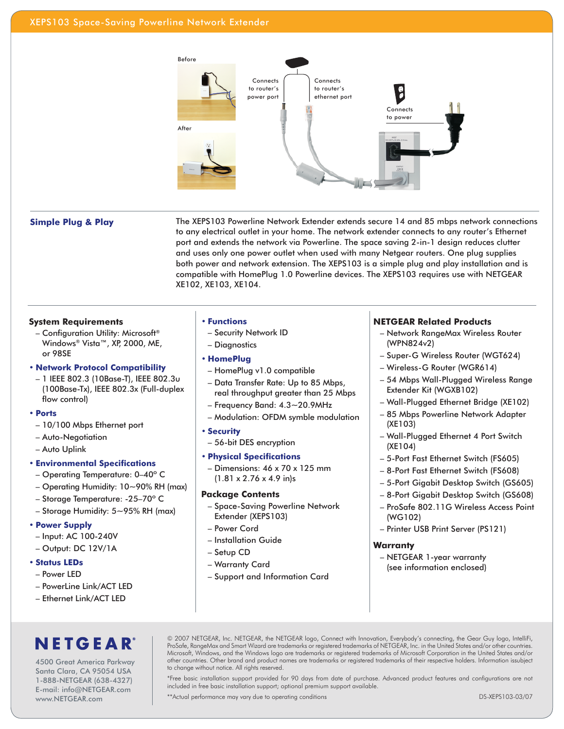# XEPS103 Space-Saving Powerline Network Extender

Before

After

Connects to router's power port

Connects to router's ethernet port

Connects to power

## Simple Plug & Play

The XEPS103 Powerline Network Extender extends secure 14 and 85 mbps network connections to any electrical outlet in your home. The network extender connects to any router's Ethernet port and extends the network via Powerline. The space saving 2-in-1 design reduces clutter and uses only one power outlet when used with many Netgear routers. One plug supplies both power and network extension. The XEPS103 is a simple plug and play installation and is compatible with HomePlug 1.0 Powerline devices. The XEPS103 requires use with NETGEAR XE102, XE103, XE104.

### System Requirements

- Configuration Utility: Microsoft® Windows® Vista™, XP, 2000, ME, or 98SE

**• Network Protocol Compatibility**

- 1 IEEE 802.3 (10Base-T), IEEE 802.3u (100Base-Tx), IEEE 802.3x (Full-duplex flow control)

**• Ports**

- 10/100 Mbps Ethernet port
- Auto-Negotiation
- Auto Uplink

**• Environmental Specifications**

- Operating Temperature: 0–40° C
- Operating Humidity: 10~90% RH (max)
- Storage Temperature: -25–70° C
- Storage Humidity: 5~95% RH (max)

**• Power Supply**

- Input: AC 100-240V
- Output: DC 12V/1A

**• Status LEDs**

- Power LED
- PowerLine Link/ACT LED
- Ethernet Link/ACT LED

**• Functions**

- Security Network ID
- Diagnostics

**• HomePlug**

- HomePlug v1.0 compatible
- Data Transfer Rate: Up to 85 Mbps, real throughput greater than 25 Mbps
- Frequency Band: 4.3~20.9MHz
- Modulation: OFDM symble modulation

**• Security**

- 56-bit DES encryption

**• Physical Specifications**

- Dimensions: 46 x 70 x 125 mm (1.81 x 2.76 x 4.9 in)s

### Package Contents

- Space-Saving Powerline Network Extender (XEPS103)
- Power Cord
- Installation Guide
- Setup CD
- Warranty Card
- Support and Information Card

### NETGEAR Related Products

- Network RangeMax Wireless Router (WPN824v2)
- Super-G Wireless Router (WGT624)
- Wireless-G Router (WGR614)
- 54 Mbps Wall-Plugged Wireless Range Extender Kit (WGXB102)
- Wall-Plugged Ethernet Bridge (XE102)
- 85 Mbps Powerline Network Adapter (XE103)
- Wall-Plugged Ethernet 4 Port Switch (XE104)
- 5-Port Fast Ethernet Switch (FS605)
- 8-Port Fast Ethernet Switch (FS608)
- 5-Port Gigabit Desktop Switch (GS605)
- 8-Port Gigabit Desktop Switch (GS608)
- ProSafe 802.11G Wireless Access Point (WG102)
- Printer USB Print Server (PS121)

### Warranty

- NETGEAR 1-year warranty (see information enclosed)

**NETGEAR®**

4500 Great America Parkway
Santa Clara, CA 95054 USA
1-888-NETGEAR (638-4327)
E-mail: info@NETGEAR.com
www.NETGEAR.com

© 2007 NETGEAR, Inc. NETGEAR, the NETGEAR logo, Connect with Innovation, Everybody's connecting, the Gear Guy logo, IntelliFi, ProSafe, RangeMax and Smart Wizard are trademarks or registered trademarks of NETGEAR, Inc. in the United States and/or other countries. Microsoft, Windows, and the Windows logo are trademarks or registered trademarks of Microsoft Corporation in the United States and/or other countries. Other brand and product names are trademarks or registered trademarks of their respective holders. Information issubject to change without notice. All rights reserved.

*Free basic installation support provided for 90 days from date of purchase. Advanced product features and configurations are not included in free basic installation support; optional premium support available.

**Actual performance may vary due to operating conditions

DS-XEPS103-03/07